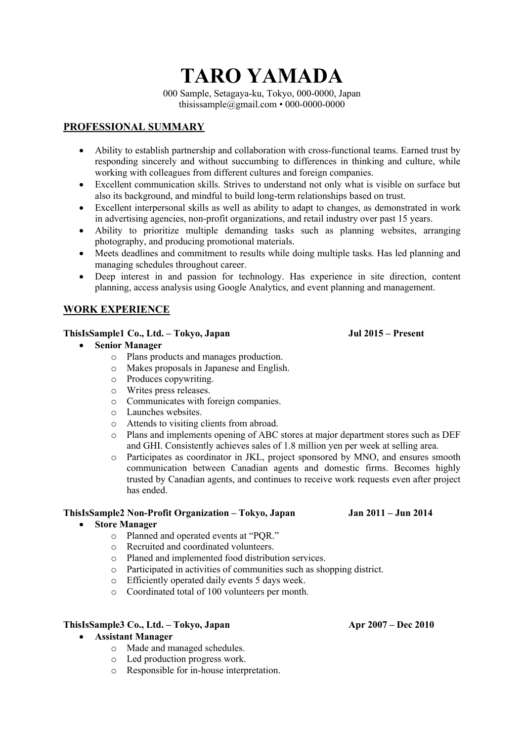# TARO YAMADA

000 Sample, Setagaya-ku, Tokyo, 000-0000, Japan
thisissample@gmail.com • 000-0000-0000

## PROFESSIONAL SUMMARY

- Ability to establish partnership and collaboration with cross-functional teams. Earned trust by responding sincerely and without succumbing to differences in thinking and culture, while working with colleagues from different cultures and foreign companies.
- Excellent communication skills. Strives to understand not only what is visible on surface but also its background, and mindful to build long-term relationships based on trust.
- Excellent interpersonal skills as well as ability to adapt to changes, as demonstrated in work in advertising agencies, non-profit organizations, and retail industry over past 15 years.
- Ability to prioritize multiple demanding tasks such as planning websites, arranging photography, and producing promotional materials.
- Meets deadlines and commitment to results while doing multiple tasks. Has led planning and managing schedules throughout career.
- Deep interest in and passion for technology. Has experience in site direction, content planning, access analysis using Google Analytics, and event planning and management.

## WORK EXPERIENCE

**ThisIsSample1 Co., Ltd. – Tokyo, Japan** **Jul 2015 – Present**

- **Senior Manager**
  - Plans products and manages production.
  - Makes proposals in Japanese and English.
  - Produces copywriting.
  - Writes press releases.
  - Communicates with foreign companies.
  - Launches websites.
  - Attends to visiting clients from abroad.
  - Plans and implements opening of ABC stores at major department stores such as DEF and GHI. Consistently achieves sales of 1.8 million yen per week at selling area.
  - Participates as coordinator in JKL, project sponsored by MNO, and ensures smooth communication between Canadian agents and domestic firms. Becomes highly trusted by Canadian agents, and continues to receive work requests even after project has ended.

**ThisIsSample2 Non-Profit Organization – Tokyo, Japan** **Jan 2011 – Jun 2014**

- **Store Manager**
  - Planned and operated events at "PQR."
  - Recruited and coordinated volunteers.
  - Planed and implemented food distribution services.
  - Participated in activities of communities such as shopping district.
  - Efficiently operated daily events 5 days week.
  - Coordinated total of 100 volunteers per month.

**ThisIsSample3 Co., Ltd. – Tokyo, Japan** **Apr 2007 – Dec 2010**

- **Assistant Manager**
  - Made and managed schedules.
  - Led production progress work.
  - Responsible for in-house interpretation.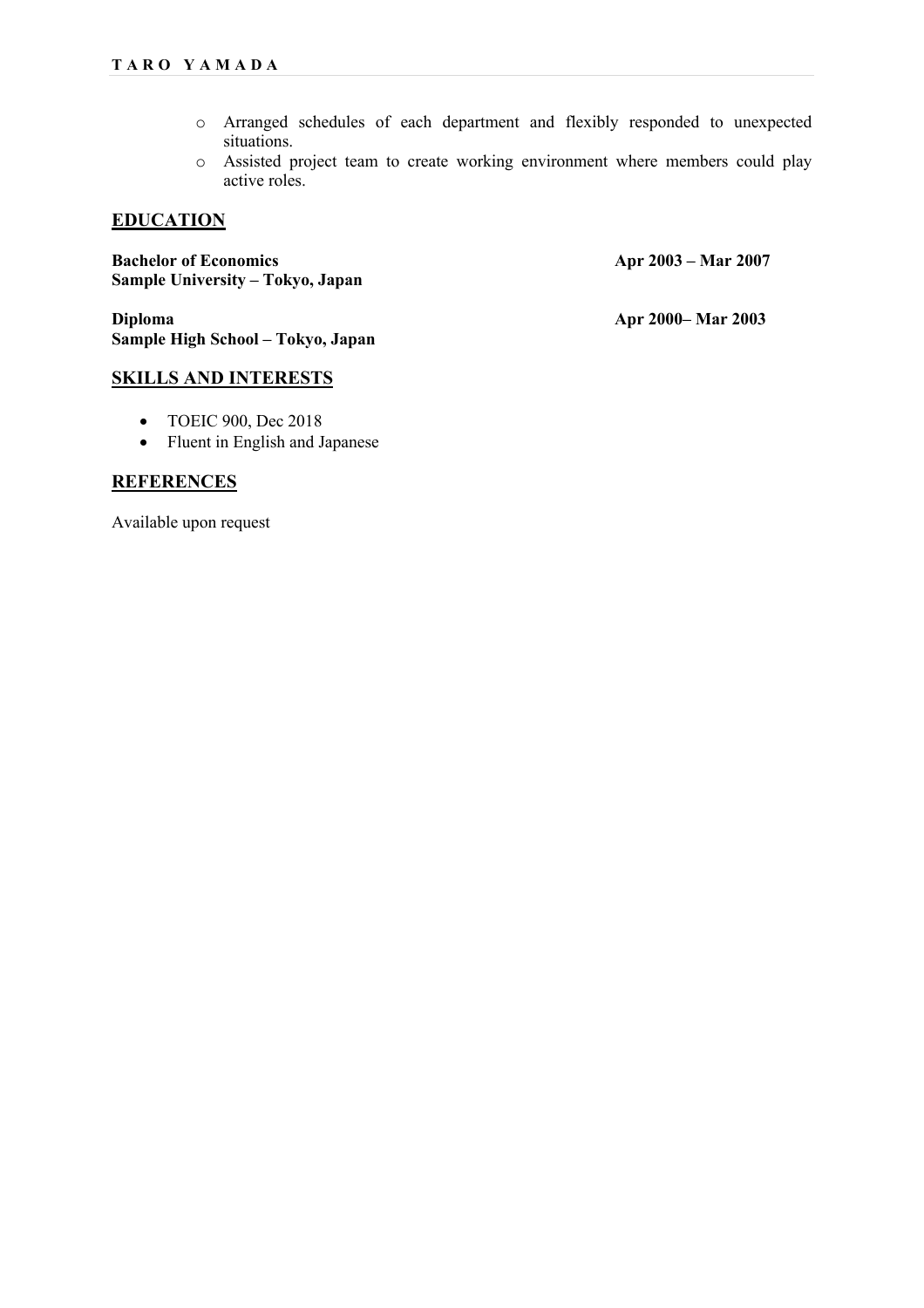- Arranged schedules of each department and flexibly responded to unexpected situations.
- Assisted project team to create working environment where members could play active roles.

## EDUCATION

**Bachelor of Economics** **Apr 2003 – Mar 2007**
**Sample University – Tokyo, Japan**

**Diploma** **Apr 2000– Mar 2003**
**Sample High School – Tokyo, Japan**

## SKILLS AND INTERESTS

- TOEIC 900, Dec 2018
- Fluent in English and Japanese

## REFERENCES

Available upon request